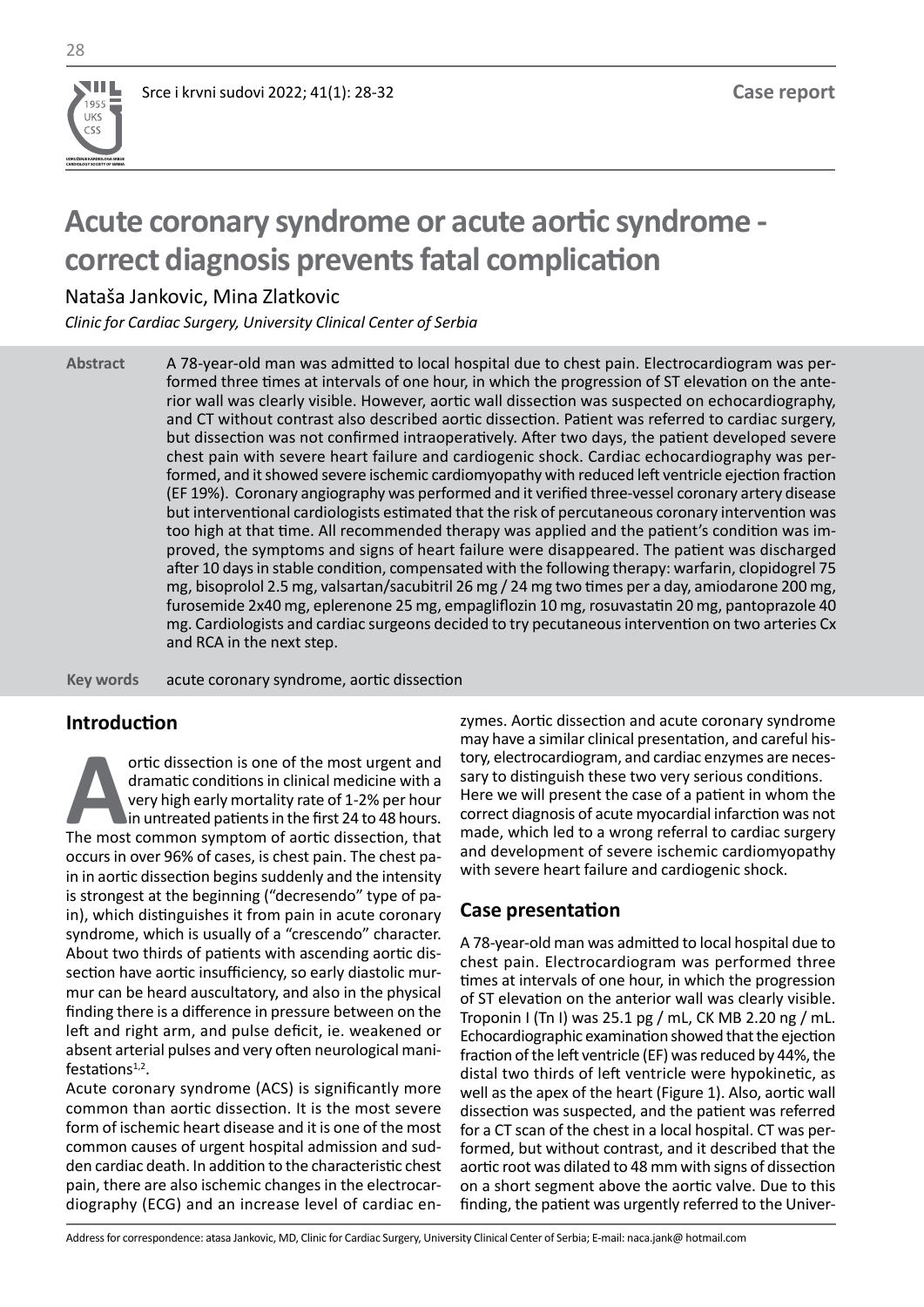Case report

# Acute coronary syndrome or acute aortic syndrome - correct diagnosis prevents fatal complication

Nataša Jankovic, Mina Zlatkovic

*Clinic for Cardiac Surgery, University Clinical Center of Serbia*

**Abstract** A 78-year-old man was admitted to local hospital due to chest pain. Electrocardiogram was performed three times at intervals of one hour, in which the progression of ST elevation on the anterior wall was clearly visible. However, aortic wall dissection was suspected on echocardiography, and CT without contrast also described aortic dissection. Patient was referred to cardiac surgery, but dissection was not confirmed intraoperatively. After two days, the patient developed severe chest pain with severe heart failure and cardiogenic shock. Cardiac echocardiography was performed, and it showed severe ischemic cardiomyopathy with reduced left ventricle ejection fraction (EF 19%). Coronary angiography was performed and it verified three-vessel coronary artery disease but interventional cardiologists estimated that the risk of percutaneous coronary intervention was too high at that time. All recommended therapy was applied and the patient's condition was improved, the symptoms and signs of heart failure were disappeared. The patient was discharged after 10 days in stable condition, compensated with the following therapy: warfarin, clopidogrel 75 mg, bisoprolol 2.5 mg, valsartan/sacubitril 26 mg / 24 mg two times per a day, amiodarone 200 mg, furosemide 2x40 mg, eplerenone 25 mg, empagliflozin 10 mg, rosuvastatin 20 mg, pantoprazole 40 mg. Cardiologists and cardiac surgeons decided to try pecutaneous intervention on two arteries Cx and RCA in the next step.

**Key words** acute coronary syndrome, aortic dissection

## Introduction

Aortic dissection is one of the most urgent and dramatic conditions in clinical medicine with a very high early mortality rate of 1-2% per hour in untreated patients in the first 24 to 48 hours. The most common symptom of aortic dissection, that occurs in over 96% of cases, is chest pain. The chest pain in aortic dissection begins suddenly and the intensity is strongest at the beginning ("decresendo" type of pain), which distinguishes it from pain in acute coronary syndrome, which is usually of a "crescendo" character. About two thirds of patients with ascending aortic dissection have aortic insufficiency, so early diastolic murmur can be heard auscultatory, and also in the physical finding there is a difference in pressure between on the left and right arm, and pulse deficit, ie. weakened or absent arterial pulses and very often neurological manifestations[1,2].

Acute coronary syndrome (ACS) is significantly more common than aortic dissection. It is the most severe form of ischemic heart disease and it is one of the most common causes of urgent hospital admission and sudden cardiac death. In addition to the characteristic chest pain, there are also ischemic changes in the electrocardiography (ECG) and an increase level of cardiac enzymes. Aortic dissection and acute coronary syndrome may have a similar clinical presentation, and careful history, electrocardiogram, and cardiac enzymes are necessary to distinguish these two very serious conditions.

Here we will present the case of a patient in whom the correct diagnosis of acute myocardial infarction was not made, which led to a wrong referral to cardiac surgery and development of severe ischemic cardiomyopathy with severe heart failure and cardiogenic shock.

## Case presentation

A 78-year-old man was admitted to local hospital due to chest pain. Electrocardiogram was performed three times at intervals of one hour, in which the progression of ST elevation on the anterior wall was clearly visible. Troponin I (Tn I) was 25.1 pg / mL, CK MB 2.20 ng / mL. Echocardiographic examination showed that the ejection fraction of the left ventricle (EF) was reduced by 44%, the distal two thirds of left ventricle were hypokinetic, as well as the apex of the heart (Figure 1). Also, aortic wall dissection was suspected, and the patient was referred for a CT scan of the chest in a local hospital. CT was performed, but without contrast, and it described that the aortic root was dilated to 48 mm with signs of dissection on a short segment above the aortic valve. Due to this finding, the patient was urgently referred to the Univer-

Address for correspondence: atasa Jankovic, MD, Clinic for Cardiac Surgery, University Clinical Center of Serbia; E-mail: naca.jank@ hotmail.com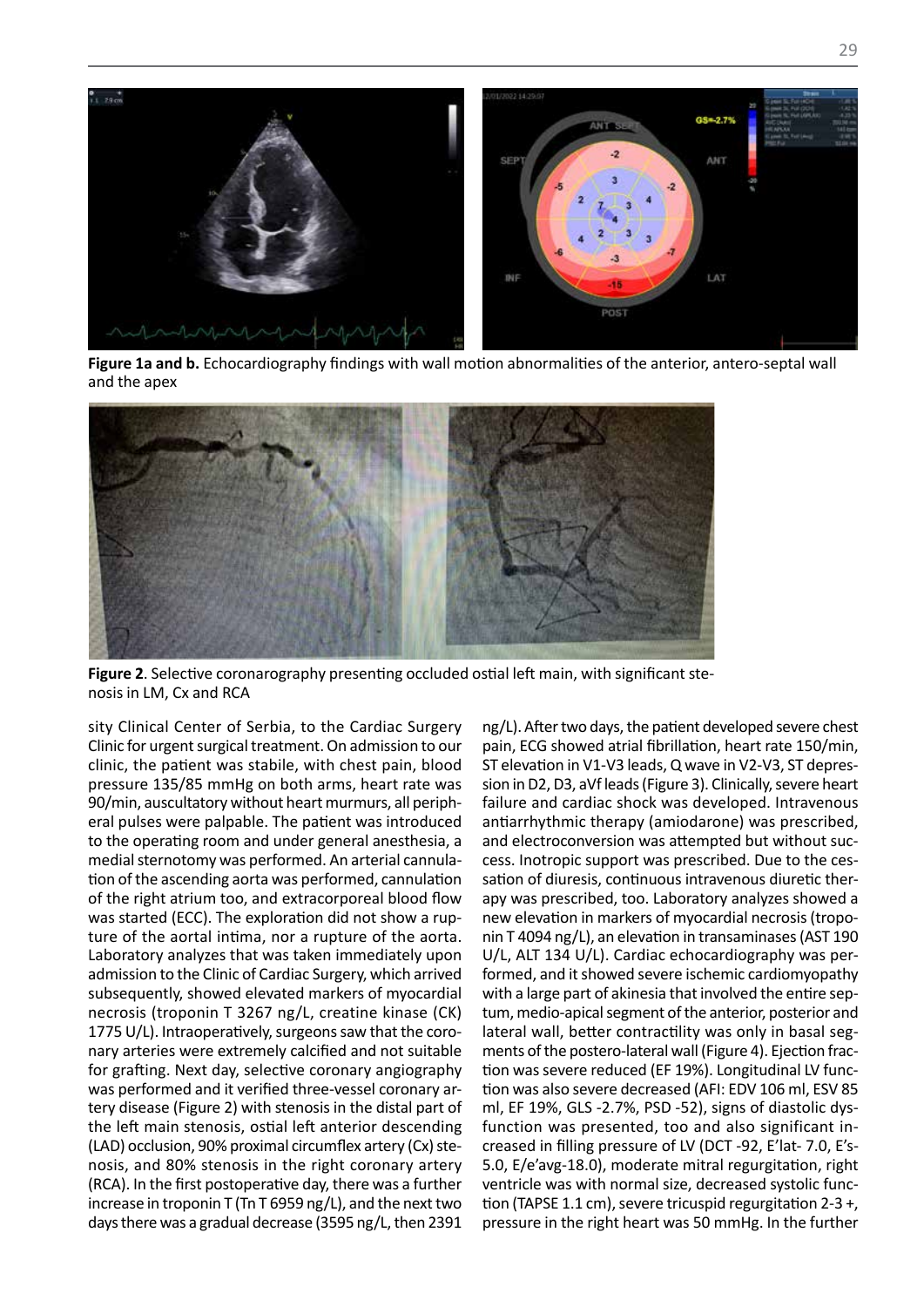**Figure 1a and b.** Echocardiography findings with wall motion abnormalities of the anterior, antero-septal wall and the apex

**Figure 2**. Selective coronarography presenting occluded ostial left main, with significant stenosis in LM, Cx and RCA

sity Clinical Center of Serbia, to the Cardiac Surgery Clinic for urgent surgical treatment. On admission to our clinic, the patient was stabile, with chest pain, blood pressure 135/85 mmHg on both arms, heart rate was 90/min, auscultatory without heart murmurs, all peripheral pulses were palpable. The patient was introduced to the operating room and under general anesthesia, a medial sternotomy was performed. An arterial cannulation of the ascending aorta was performed, cannulation of the right atrium too, and extracorporeal blood flow was started (ECC). The exploration did not show a rupture of the aortal intima, nor a rupture of the aorta. Laboratory analyzes that was taken immediately upon admission to the Clinic of Cardiac Surgery, which arrived subsequently, showed elevated markers of myocardial necrosis (troponin T 3267 ng/L, creatine kinase (CK) 1775 U/L). Intraoperatively, surgeons saw that the coronary arteries were extremely calcified and not suitable for grafting. Next day, selective coronary angiography was performed and it verified three-vessel coronary artery disease (Figure 2) with stenosis in the distal part of the left main stenosis, ostial left anterior descending (LAD) occlusion, 90% proximal circumflex artery (Cx) stenosis, and 80% stenosis in the right coronary artery (RCA). In the first postoperative day, there was a further increase in troponin T (Tn T 6959 ng/L), and the next two days there was a gradual decrease (3595 ng/L, then 2391 ng/L). After two days, the patient developed severe chest pain, ECG showed atrial fibrillation, heart rate 150/min, ST elevation in V1-V3 leads, Q wave in V2-V3, ST depression in D2, D3, aVf leads (Figure 3). Clinically, severe heart failure and cardiac shock was developed. Intravenous antiarrhythmic therapy (amiodarone) was prescribed, and electroconversion was attempted but without success. Inotropic support was prescribed. Due to the cessation of diuresis, continuous intravenous diuretic therapy was prescribed, too. Laboratory analyzes showed a new elevation in markers of myocardial necrosis (troponin T 4094 ng/L), an elevation in transaminases (AST 190 U/L, ALT 134 U/L). Cardiac echocardiography was performed, and it showed severe ischemic cardiomyopathy with a large part of akinesia that involved the entire septum, medio-apical segment of the anterior, posterior and lateral wall, better contractility was only in basal segments of the postero-lateral wall (Figure 4). Ejection fraction was severe reduced (EF 19%). Longitudinal LV function was also severe decreased (AFI: EDV 106 ml, ESV 85 ml, EF 19%, GLS -2.7%, PSD -52), signs of diastolic dysfunction was presented, too and also significant increased in filling pressure of LV (DCT -92, E'lat- 7.0, E's- 5.0, E/e'avg-18.0), moderate mitral regurgitation, right ventricle was with normal size, decreased systolic function (TAPSE 1.1 cm), severe tricuspid regurgitation 2-3 +, pressure in the right heart was 50 mmHg. In the further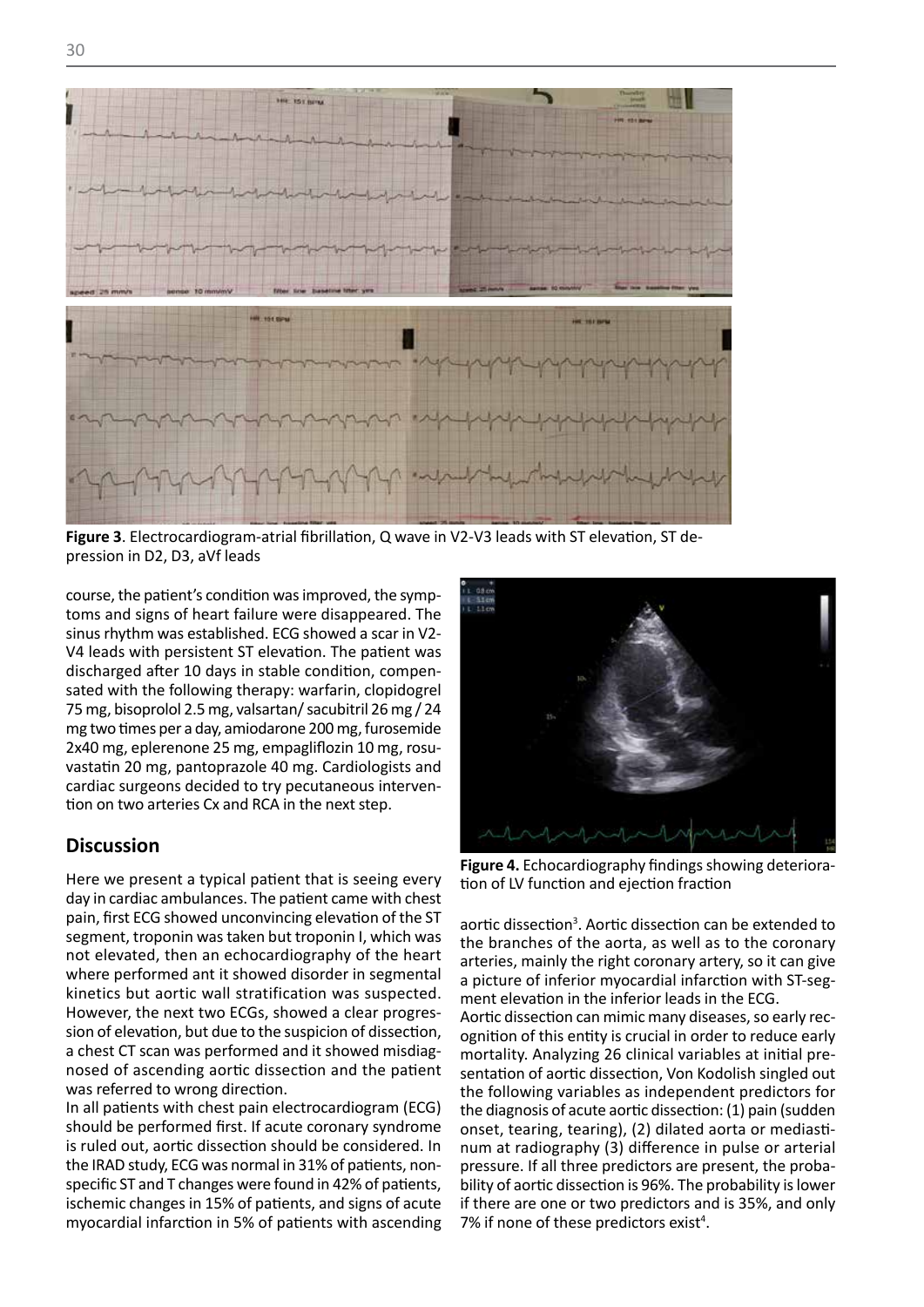**Figure 3**. Electrocardiogram-atrial fibrillation, Q wave in V2-V3 leads with ST elevation, ST depression in D2, D3, aVf leads

course, the patient's condition was improved, the symptoms and signs of heart failure were disappeared. The sinus rhythm was established. ECG showed a scar in V2-V4 leads with persistent ST elevation. The patient was discharged after 10 days in stable condition, compensated with the following therapy: warfarin, clopidogrel 75 mg, bisoprolol 2.5 mg, valsartan/ sacubitril 26 mg / 24 mg two times per a day, amiodarone 200 mg, furosemide 2x40 mg, eplerenone 25 mg, empagliflozin 10 mg, rosuvastatin 20 mg, pantoprazole 40 mg. Cardiologists and cardiac surgeons decided to try pecutaneous intervention on two arteries Cx and RCA in the next step.

## Discussion

Here we present a typical patient that is seeing every day in cardiac ambulances. The patient came with chest pain, first ECG showed unconvincing elevation of the ST segment, troponin was taken but troponin I, which was not elevated, then an echocardiography of the heart where performed ant it showed disorder in segmental kinetics but aortic wall stratification was suspected. However, the next two ECGs, showed a clear progression of elevation, but due to the suspicion of dissection, a chest CT scan was performed and it showed misdiagnosed of ascending aortic dissection and the patient was referred to wrong direction.

In all patients with chest pain electrocardiogram (ECG) should be performed first. If acute coronary syndrome is ruled out, aortic dissection should be considered. In the IRAD study, ECG was normal in 31% of patients, nonspecific ST and T changes were found in 42% of patients, ischemic changes in 15% of patients, and signs of acute myocardial infarction in 5% of patients with ascending aortic dissection[3]. Aortic dissection can be extended to the branches of the aorta, as well as to the coronary arteries, mainly the right coronary artery, so it can give a picture of inferior myocardial infarction with ST-segment elevation in the inferior leads in the ECG.

**Figure 4.** Echocardiography findings showing deterioration of LV function and ejection fraction

Aortic dissection can mimic many diseases, so early recognition of this entity is crucial in order to reduce early mortality. Analyzing 26 clinical variables at initial presentation of aortic dissection, Von Kodolish singled out the following variables as independent predictors for the diagnosis of acute aortic dissection: (1) pain (sudden onset, tearing, tearing), (2) dilated aorta or mediastinum at radiography (3) difference in pulse or arterial pressure. If all three predictors are present, the probability of aortic dissection is 96%. The probability is lower if there are one or two predictors and is 35%, and only 7% if none of these predictors exist[4].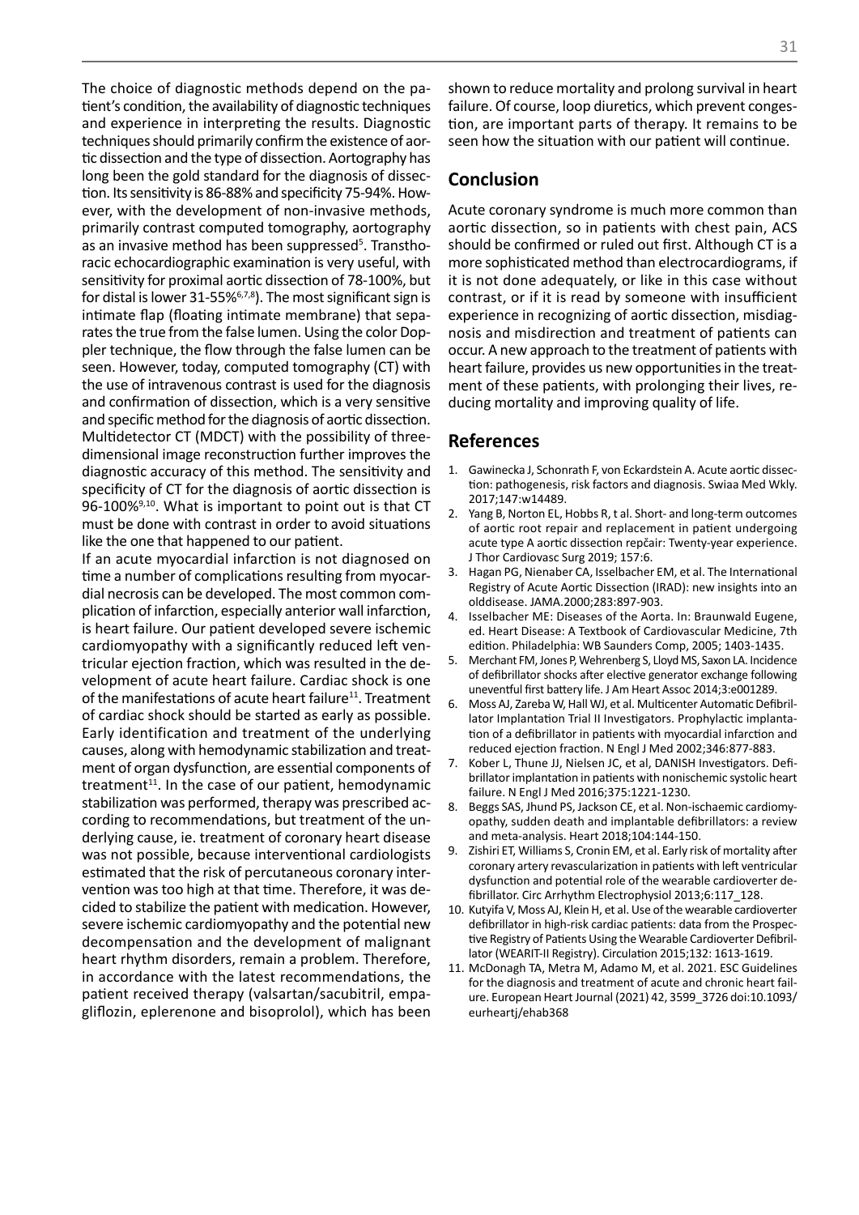The choice of diagnostic methods depend on the patient's condition, the availability of diagnostic techniques and experience in interpreting the results. Diagnostic techniques should primarily confirm the existence of aortic dissection and the type of dissection. Aortography has long been the gold standard for the diagnosis of dissection. Its sensitivity is 86-88% and specificity 75-94%. However, with the development of non-invasive methods, primarily contrast computed tomography, aortography as an invasive method has been suppressed[5]. Transthoracic echocardiographic examination is very useful, with sensitivity for proximal aortic dissection of 78-100%, but for distal is lower 31-55%[6,7,8]). The most significant sign is intimate flap (floating intimate membrane) that separates the true from the false lumen. Using the color Doppler technique, the flow through the false lumen can be seen. However, today, computed tomography (CT) with the use of intravenous contrast is used for the diagnosis and confirmation of dissection, which is a very sensitive and specific method for the diagnosis of aortic dissection. Multidetector CT (MDCT) with the possibility of three-dimensional image reconstruction further improves the diagnostic accuracy of this method. The sensitivity and specificity of CT for the diagnosis of aortic dissection is 96-100%[9,10]. What is important to point out is that CT must be done with contrast in order to avoid situations like the one that happened to our patient.

If an acute myocardial infarction is not diagnosed on time a number of complications resulting from myocardial necrosis can be developed. The most common complication of infarction, especially anterior wall infarction, is heart failure. Our patient developed severe ischemic cardiomyopathy with a significantly reduced left ventricular ejection fraction, which was resulted in the development of acute heart failure. Cardiac shock is one of the manifestations of acute heart failure[11]. Treatment of cardiac shock should be started as early as possible. Early identification and treatment of the underlying causes, along with hemodynamic stabilization and treatment of organ dysfunction, are essential components of treatment[11]. In the case of our patient, hemodynamic stabilization was performed, therapy was prescribed according to recommendations, but treatment of the underlying cause, ie. treatment of coronary heart disease was not possible, because interventional cardiologists estimated that the risk of percutaneous coronary intervention was too high at that time. Therefore, it was decided to stabilize the patient with medication. However, severe ischemic cardiomyopathy and the potential new decompensation and the development of malignant heart rhythm disorders, remain a problem. Therefore, in accordance with the latest recommendations, the patient received therapy (valsartan/sacubitril, empagliflozin, eplerenone and bisoprolol), which has been shown to reduce mortality and prolong survival in heart failure. Of course, loop diuretics, which prevent congestion, are important parts of therapy. It remains to be seen how the situation with our patient will continue.

## Conclusion

Acute coronary syndrome is much more common than aortic dissection, so in patients with chest pain, ACS should be confirmed or ruled out first. Although CT is a more sophisticated method than electrocardiograms, if it is not done adequately, or like in this case without contrast, or if it is read by someone with insufficient experience in recognizing of aortic dissection, misdiagnosis and misdirection and treatment of patients can occur. A new approach to the treatment of patients with heart failure, provides us new opportunities in the treatment of these patients, with prolonging their lives, reducing mortality and improving quality of life.

## References

1. Gawinecka J, Schonrath F, von Eckardstein A. Acute aortic dissection: pathogenesis, risk factors and diagnosis. Swiaa Med Wkly. 2017;147:w14489.
2. Yang B, Norton EL, Hobbs R, t al. Short- and long-term outcomes of aortic root repair and replacement in patient undergoing acute type A aortic dissection repčair: Twenty-year experience. J Thor Cardiovasc Surg 2019; 157:6.
3. Hagan PG, Nienaber CA, Isselbacher EM, et al. The International Registry of Acute Aortic Dissection (IRAD): new insights into an olddisease. JAMA.2000;283:897-903.
4. Isselbacher ME: Diseases of the Aorta. In: Braunwald Eugene, ed. Heart Disease: A Textbook of Cardiovascular Medicine, 7th edition. Philadelphia: WB Saunders Comp, 2005; 1403-1435.
5. Merchant FM, Jones P, Wehrenberg S, Lloyd MS, Saxon LA. Incidence of defibrillator shocks after elective generator exchange following uneventful first battery life. J Am Heart Assoc 2014;3:e001289.
6. Moss AJ, Zareba W, Hall WJ, et al. Multicenter Automatic Defibrillator Implantation Trial II Investigators. Prophylactic implantation of a defibrillator in patients with myocardial infarction and reduced ejection fraction. N Engl J Med 2002;346:877-883.
7. Kober L, Thune JJ, Nielsen JC, et al, DANISH Investigators. Defibrillator implantation in patients with nonischemic systolic heart failure. N Engl J Med 2016;375:1221-1230.
8. Beggs SAS, Jhund PS, Jackson CE, et al. Non-ischaemic cardiomyopathy, sudden death and implantable defibrillators: a review and meta-analysis. Heart 2018;104:144-150.
9. Zishiri ET, Williams S, Cronin EM, et al. Early risk of mortality after coronary artery revascularization in patients with left ventricular dysfunction and potential role of the wearable cardioverter defibrillator. Circ Arrhythm Electrophysiol 2013;6:117_128.
10. Kutyifa V, Moss AJ, Klein H, et al. Use of the wearable cardioverter defibrillator in high-risk cardiac patients: data from the Prospective Registry of Patients Using the Wearable Cardioverter Defibrillator (WEARIT-II Registry). Circulation 2015;132: 1613-1619.
11. McDonagh TA, Metra M, Adamo M, et al. 2021. ESC Guidelines for the diagnosis and treatment of acute and chronic heart failure. European Heart Journal (2021) 42, 3599_3726 doi:10.1093/eurheartj/ehab368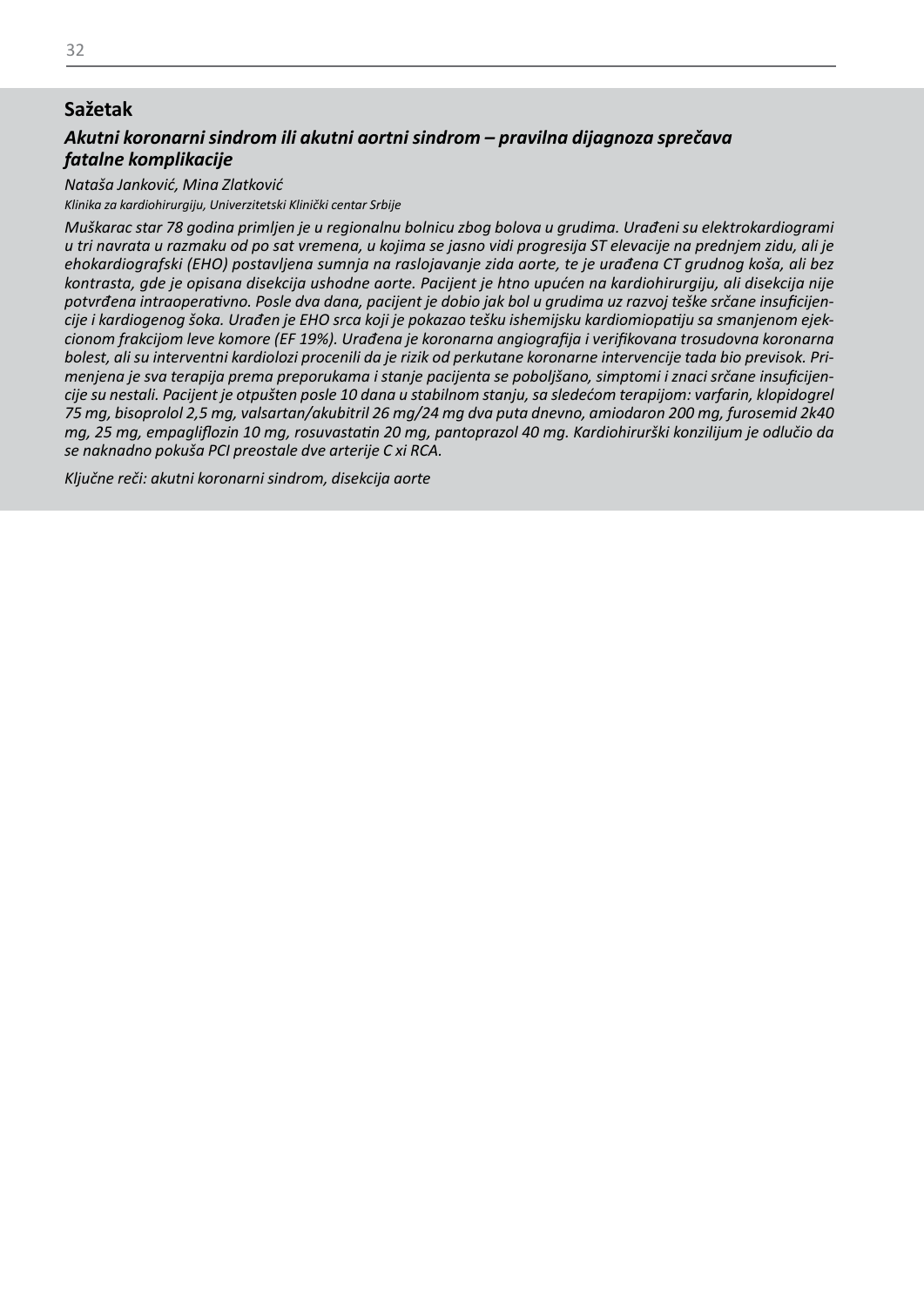## Sažetak

### *Akutni koronarni sindrom ili akutni aortni sindrom – pravilna dijagnoza sprečava fatalne komplikacije*

*Nataša Janković, Mina Zlatković*

*Klinika za kardiohirurgiju, Univerzitetski Klinički centar Srbije*

*Muškarac star 78 godina primljen je u regionalnu bolnicu zbog bolova u grudima. Urađeni su elektrokardiogrami u tri navrata u razmaku od po sat vremena, u kojima se jasno vidi progresija ST elevacije na prednjem zidu, ali je ehokardiografski (EHO) postavljena sumnja na raslojavanje zida aorte, te je urađena CT grudnog koša, ali bez kontrasta, gde je opisana disekcija ushodne aorte. Pacijent je htno upućen na kardiohirurgiju, ali disekcija nije potvrđena intraoperativno. Posle dva dana, pacijent je dobio jak bol u grudima uz razvoj teške srčane insuficijencije i kardiogenog šoka. Urađen je EHO srca koji je pokazao tešku ishemijsku kardiomiopatiju sa smanjenom ejekcionom frakcijom leve komore (EF 19%). Urađena je koronarna angiografija i verifikovana trosudovna koronarna bolest, ali su interventni kardiolozi procenili da je rizik od perkutane koronarne intervencije tada bio previsok. Primenjena je sva terapija prema preporukama i stanje pacijenta se poboljšano, simptomi i znaci srčane insuficijencije su nestali. Pacijent je otpušten posle 10 dana u stabilnom stanju, sa sledećom terapijom: varfarin, klopidogrel 75 mg, bisoprolol 2,5 mg, valsartan/akubitril 26 mg/24 mg dva puta dnevno, amiodaron 200 mg, furosemid 2k40 mg, 25 mg, empagliflozin 10 mg, rosuvastatin 20 mg, pantoprazol 40 mg. Kardiohirurški konzilijum je odlučio da se naknadno pokuša PCI preostale dve arterije C xi RCA.*

*Ključne reči: akutni koronarni sindrom, disekcija aorte*